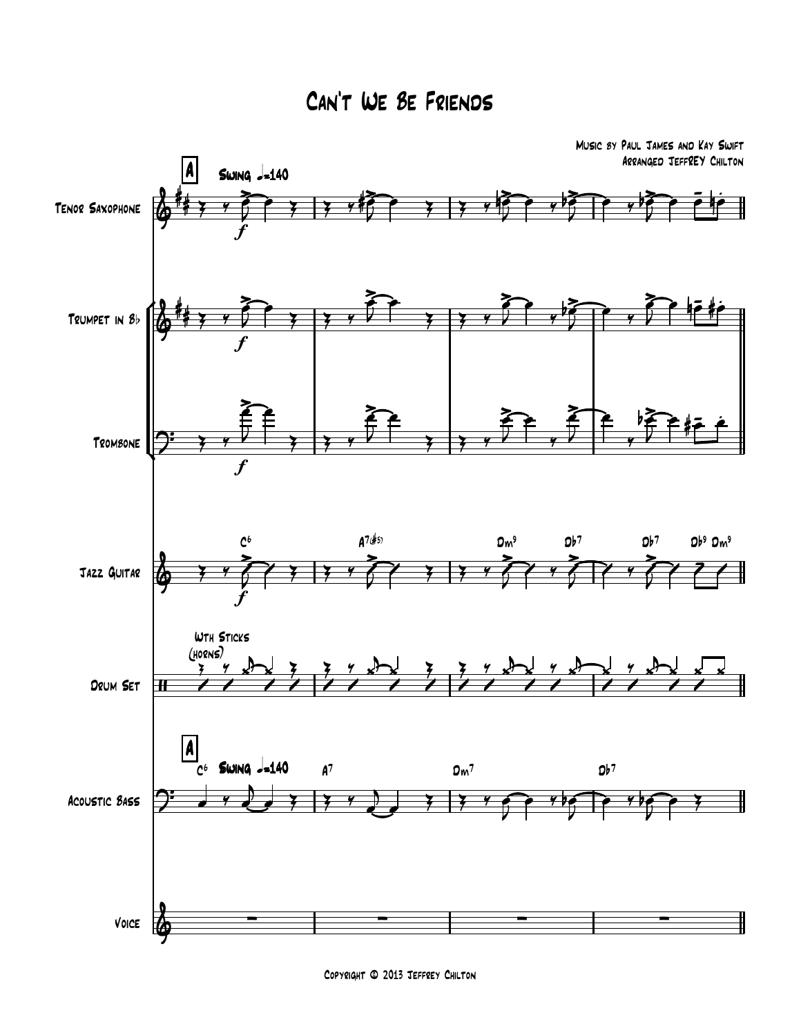# Can't We Be Friends

Music by Paul James and Kay Swift
Arranged JeffREY Chilton

**A** Swing ♩=140

Tenor Saxophone

Trumpet in B♭

Trombone

Jazz Guitar

C6 A7(♯5) Dm9 Db7 Db7 Db9 Dm9

Drum Set

With Sticks (horns)

**A** C6 Swing ♩=140 A7 Dm7 Db7

Acoustic Bass

Voice

Copyright © 2013 Jeffrey Chilton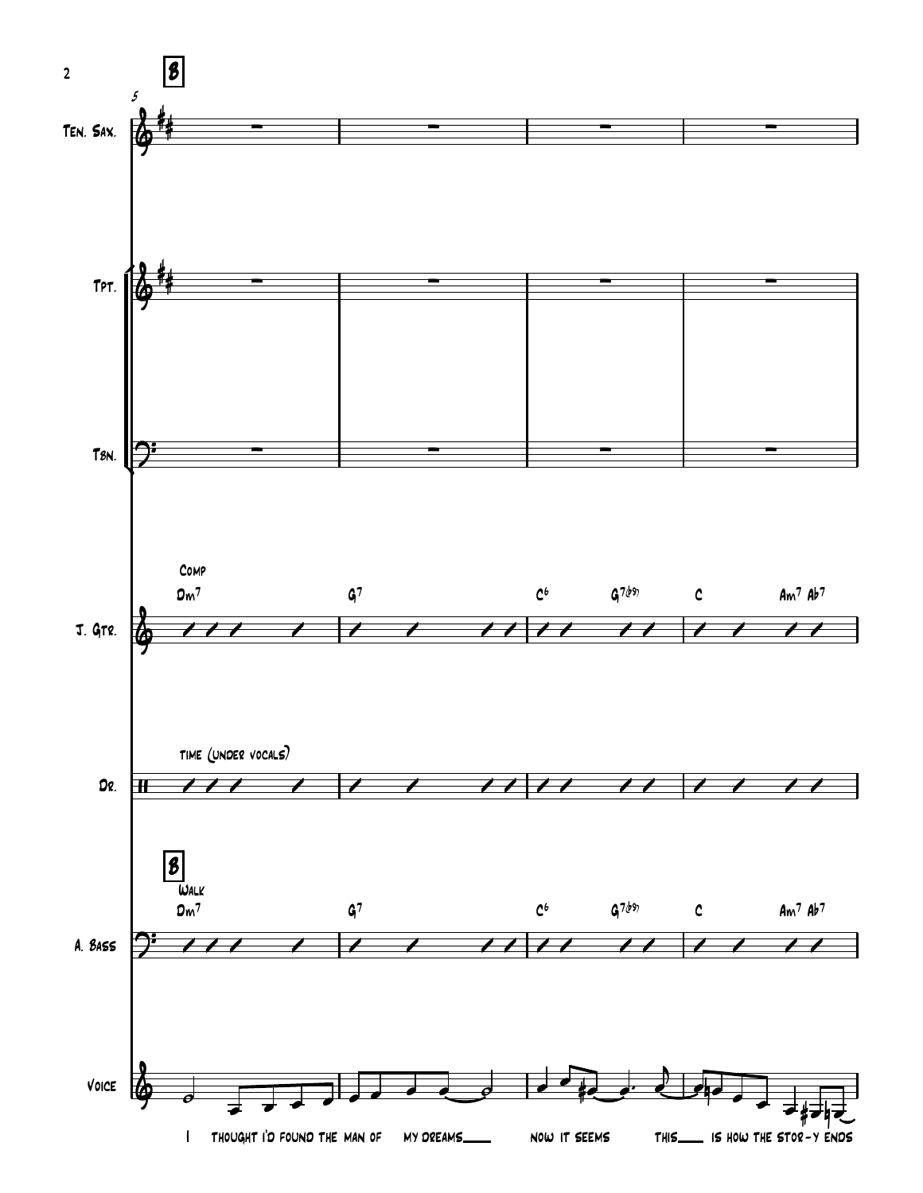B

Ten. Sax.

Tpt.

Tbn.

J. Gtr. — Comp — Dm7 | G7 | C6 G7(b9) | C Am7 Ab7

Dr. — time (under vocals)

A. Bass — B — Walk — Dm7 | G7 | C6 G7(b9) | C Am7 Ab7

Voice — I thought I'd found the man of my dreams___ now it seems this___ is how the stor-y ends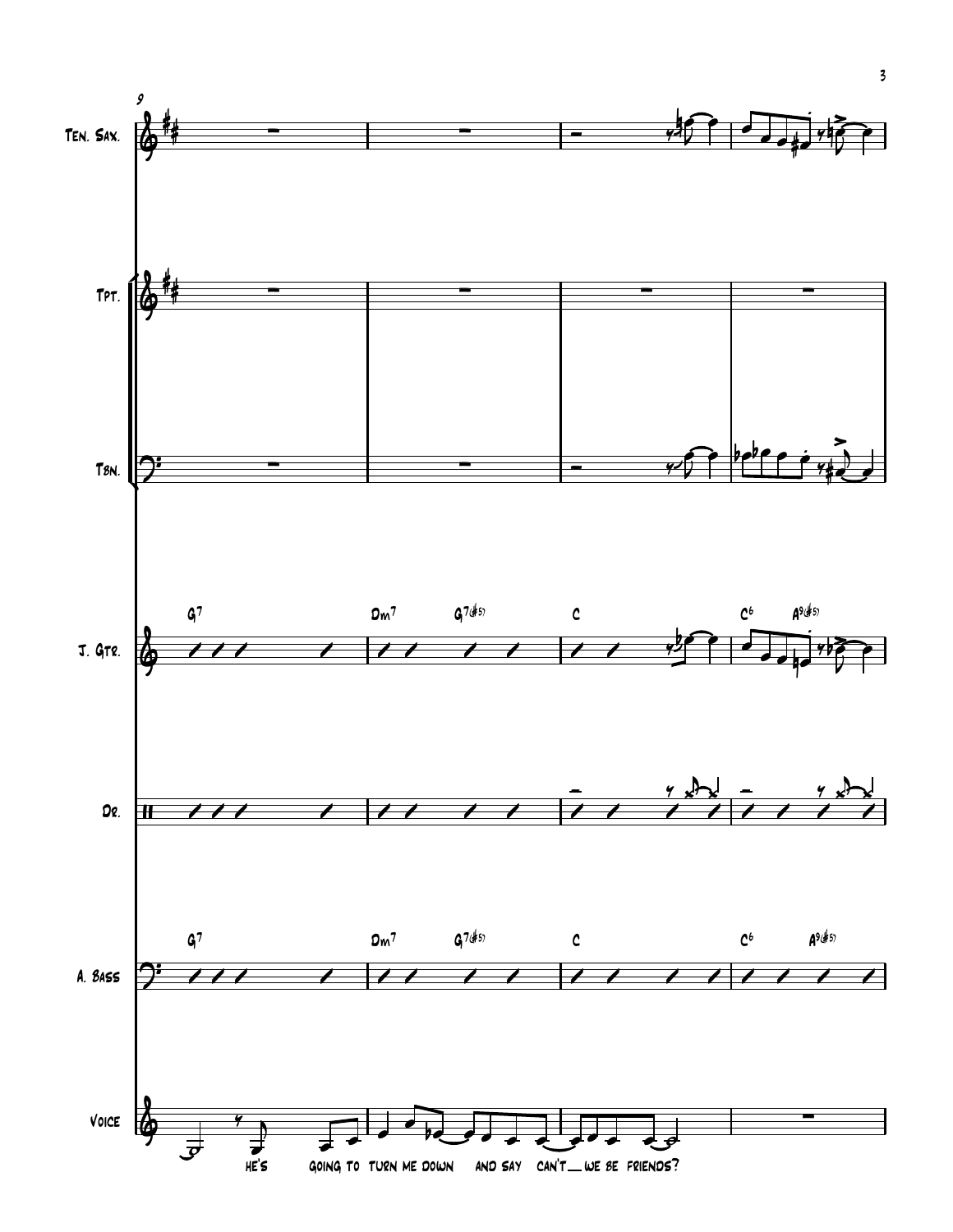Ten. Sax.

Tpt.

Tbn.

J. Gtr.

G7 | Dm7 G7(#5) | C | C6 A9(#5)

Dr.

A. Bass

G7 | Dm7 G7(#5) | C | C6 A9(#5)

Voice

he's going to turn me down and say can't __ we be friends?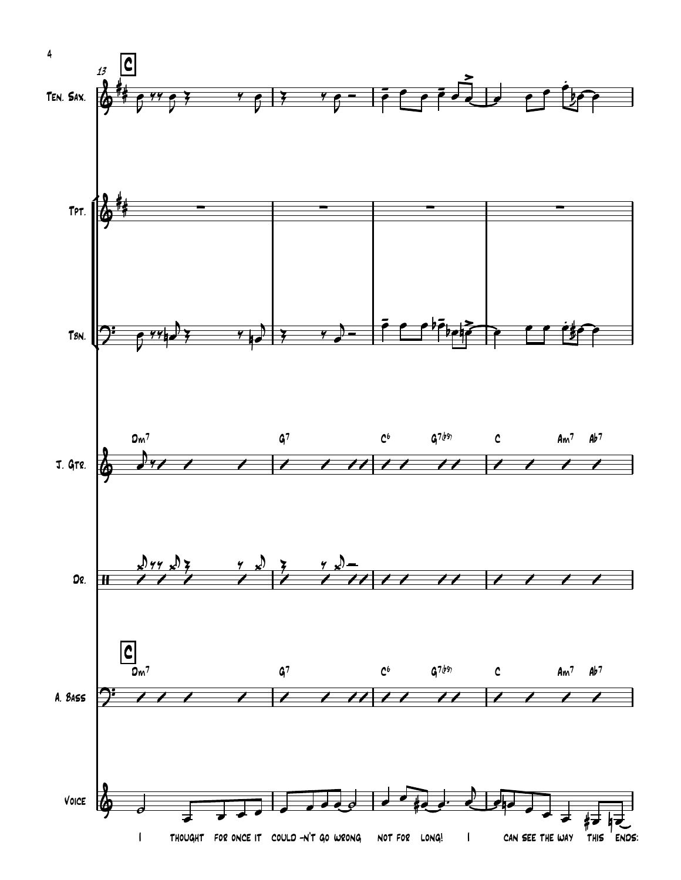**C**

Ten. Sax.

Tpt.

Tbn.

J. Gtr. — Dm7 | G7 | C6 G7(b9) | C Am7 Ab7

Dr.

**C**

A. Bass — Dm7 | G7 | C6 G7(b9) | C Am7 Ab7

Voice

I thought for once it could -n't go wrong not for long! I can see the way this ends: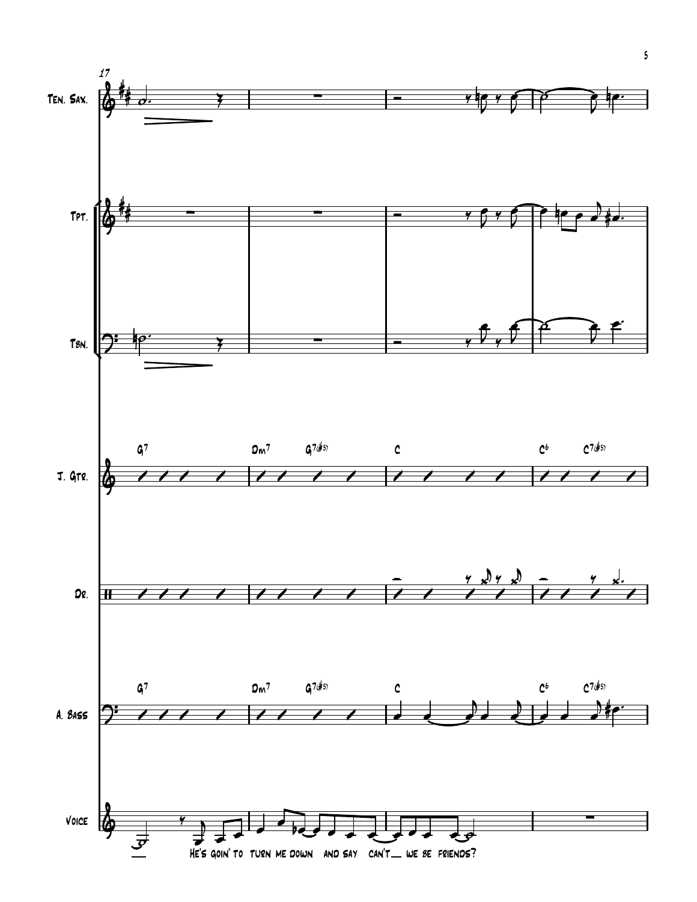17

Ten. Sax.

Tpt.

Tbn.

J. Gtr.

G7 | Dm7 G7(#5) | C | C6 C7(#5)

Dr.

A. Bass

G7 | Dm7 G7(#5) | C | C6 C7(#5)

Voice

He's goin' to turn me down and say can't__ we be friends?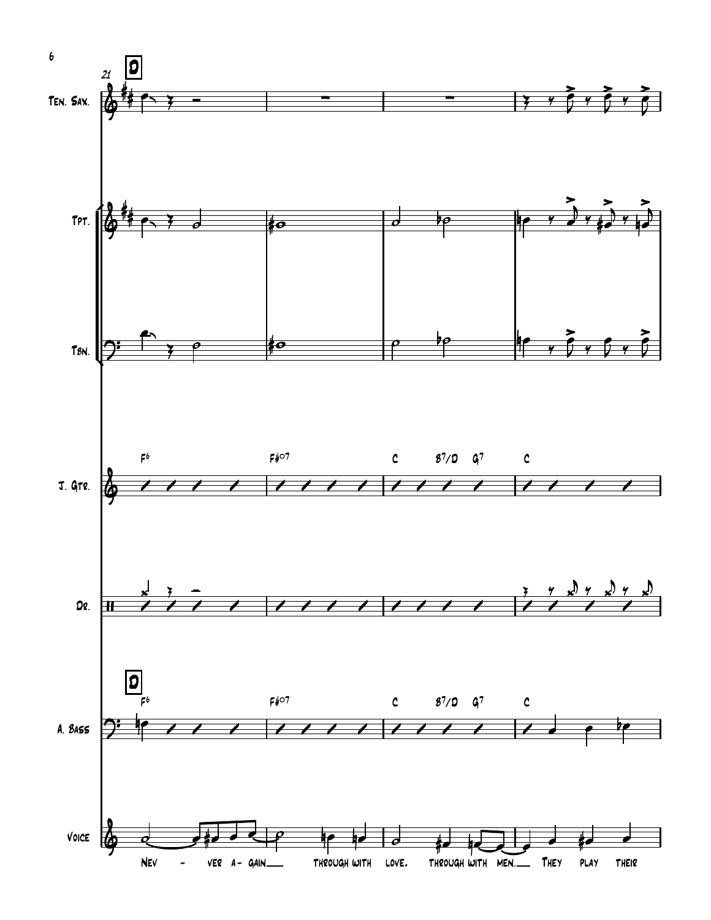**D**

Ten. Sax.

Tpt.

Tbn.

J. Gtr.

F6 F♯o7 C B7/D G7 C

Dr.

A. Bass

F6 F♯o7 C B7/D G7 C

Voice

Nev - ver a- gain___ through with love, through with men.___ They play their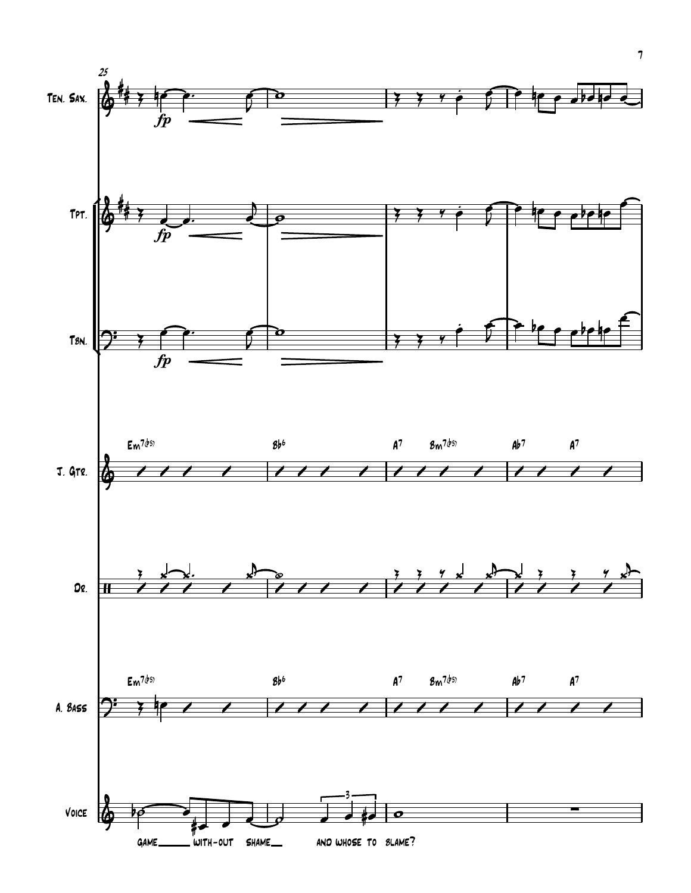25

Ten. Sax.

Tpt.

Tbn.

J. Gtr. — Em7(b5) | Bb6 | A7 Bm7(b5) | Ab7 A7

Dr.

A. Bass — Em7(b5) | Bb6 | A7 Bm7(b5) | Ab7 A7

Voice

game___ with-out shame___ and whose to blame?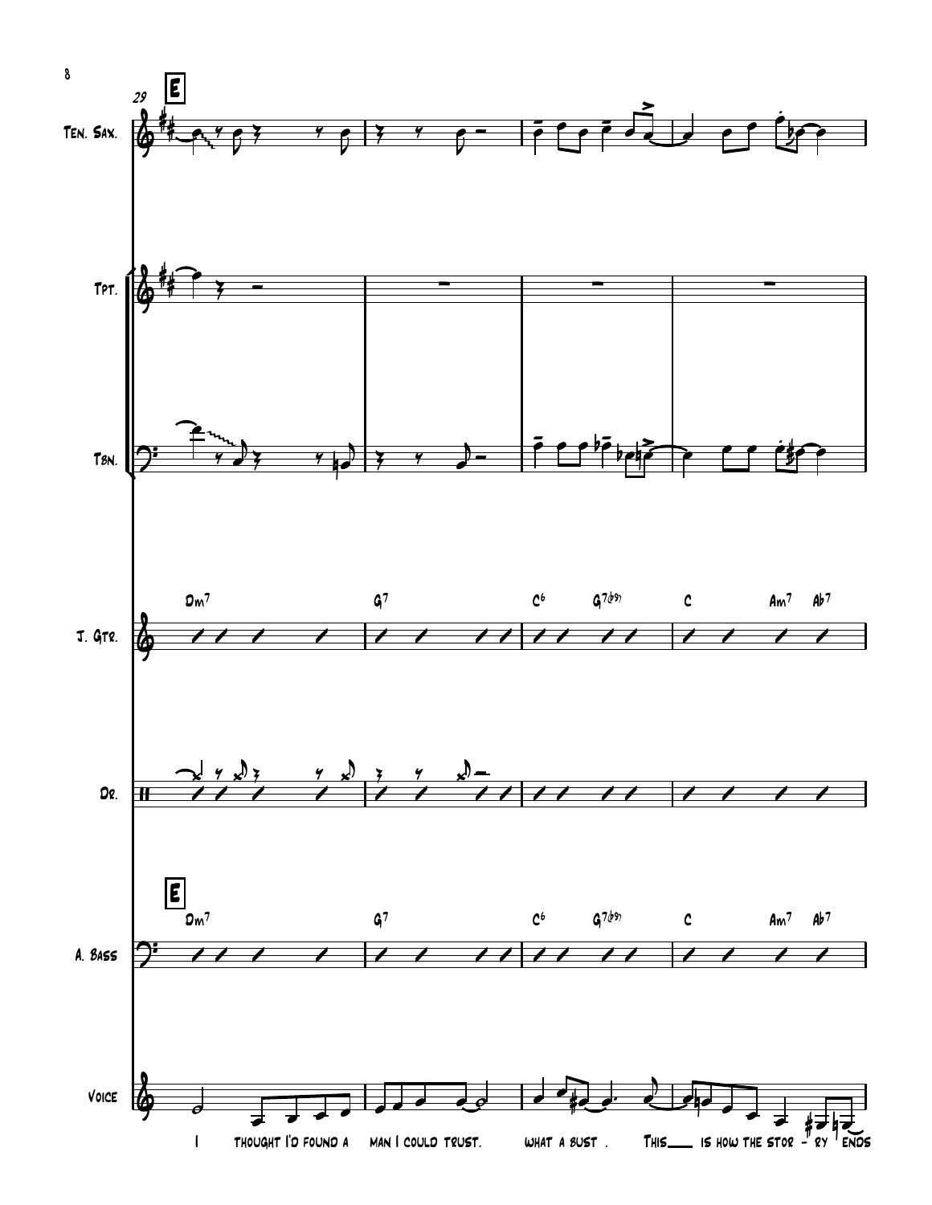**E**

Ten. Sax.

Tpt.

Tbn.

J. Gtr. — Dm7 | G7 | C6 G7(b9) | C Am7 Ab7

Dr.

A. Bass — Dm7 | G7 | C6 G7(b9) | C Am7 Ab7

Voice

I thought I'd found a man I could trust. what a bust. This___ is how the stor - ry ends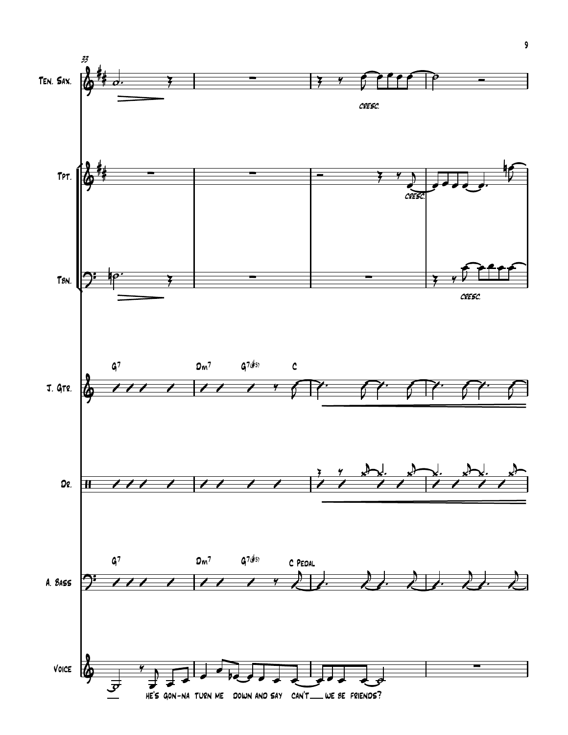Ten. Sax.

*cresc.*

Tpt.

*cresc.*

Tbn.

*cresc.*

J. Gtr.

G7 Dm7 G7(#5) C

Dr.

A. Bass

G7 Dm7 G7(#5) C Pedal

Voice

he's gon-na turn me down and say can't we be friends?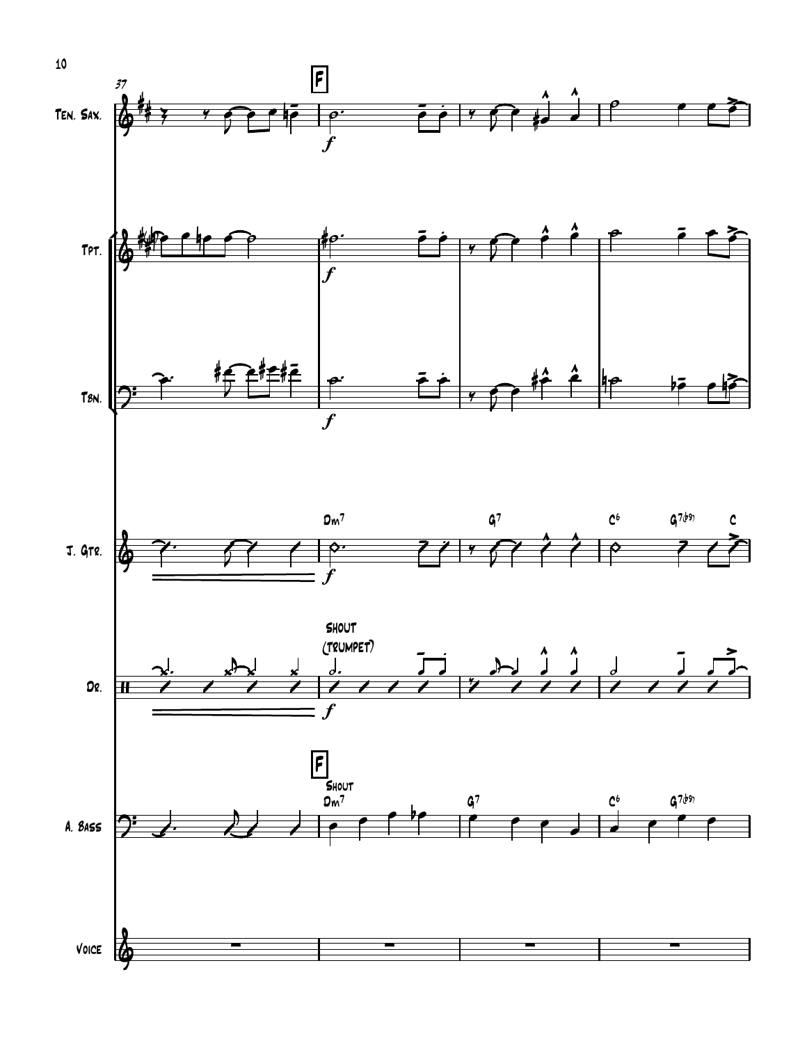37

**F**

Ten. Sax.

Tpt.

Tbn.

J. Gtr. — Dm7 | G7 | C6 G7(b9) C

Dr. — SHOUT (TRUMPET)

A. Bass — **F** SHOUT — Dm7 | G7 | C6 G7(b9)

Voice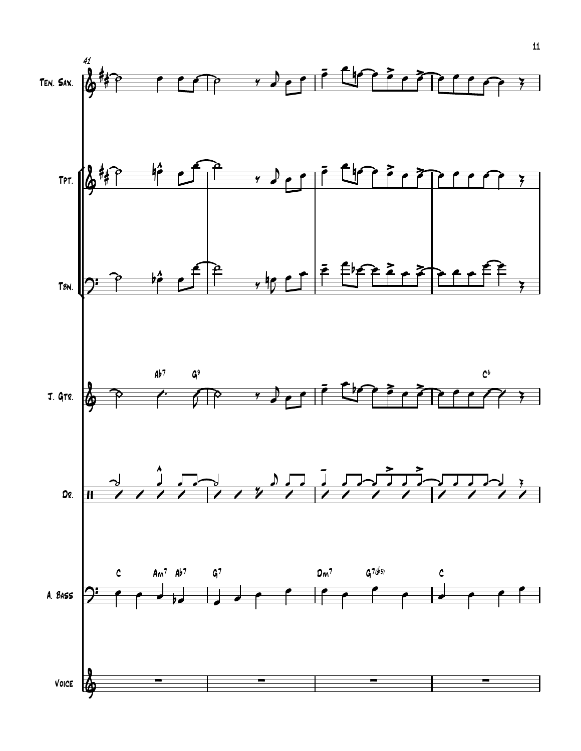41

Ten. Sax.

Tpt.

Tbn.

J. Gtr.

Ab7 G9 C6

Dr.

A. Bass

C Am7 Ab7 G7 Dm7 G7(#5) C

Voice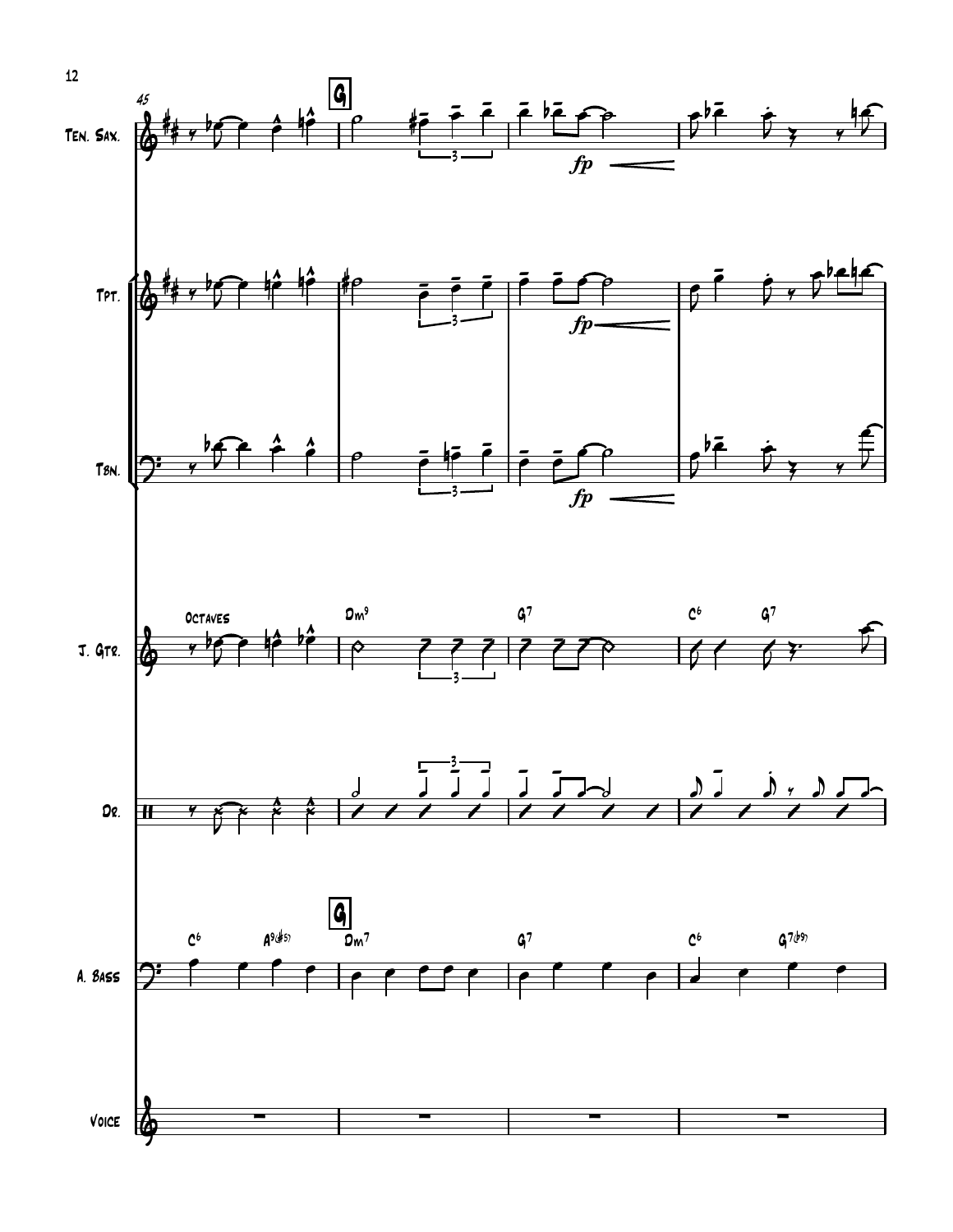**G**

Ten. Sax.

Tpt.

Tbn.

J. Gtr. — Octaves — Dm9 | G7 | C6 G7

Dr.

A. Bass — C6 A9(♯5) | **G** Dm7 | G7 | C6 G7(♭9)

Voice

*fp*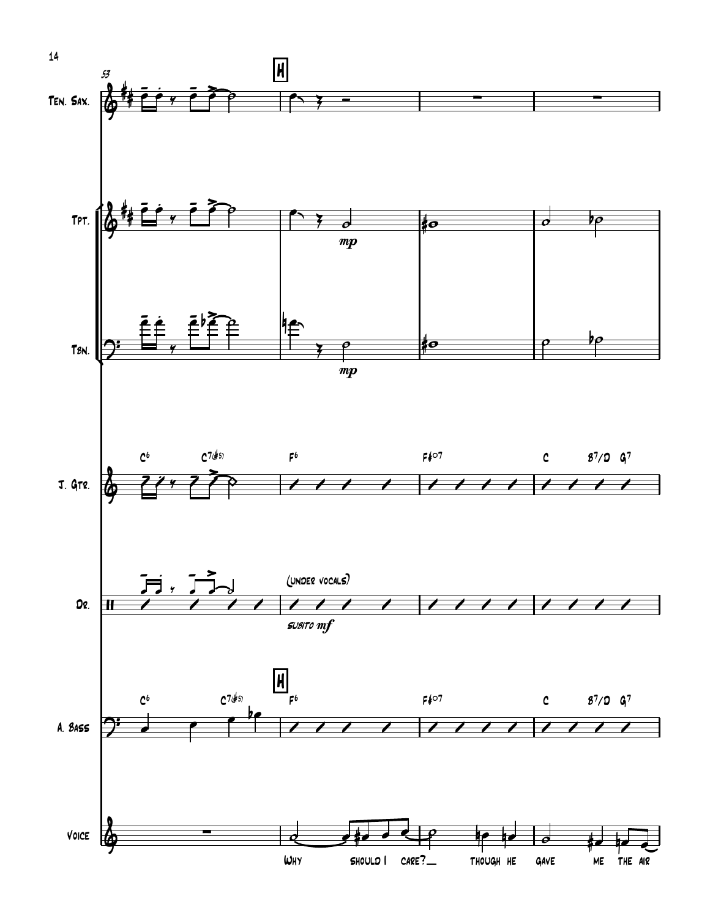53

**H**

Ten. Sax.

Tpt.

*mp*

Tbn.

*mp*

J. Gtr.

C6 C7(#5) F6 F#o7 C B7/D G7

Dr.

(under vocals)

subito *mf*

**H**

A. Bass

C6 C7(#5) F6 F#o7 C B7/D G7

Voice

Why should I care? __ though he gave me the air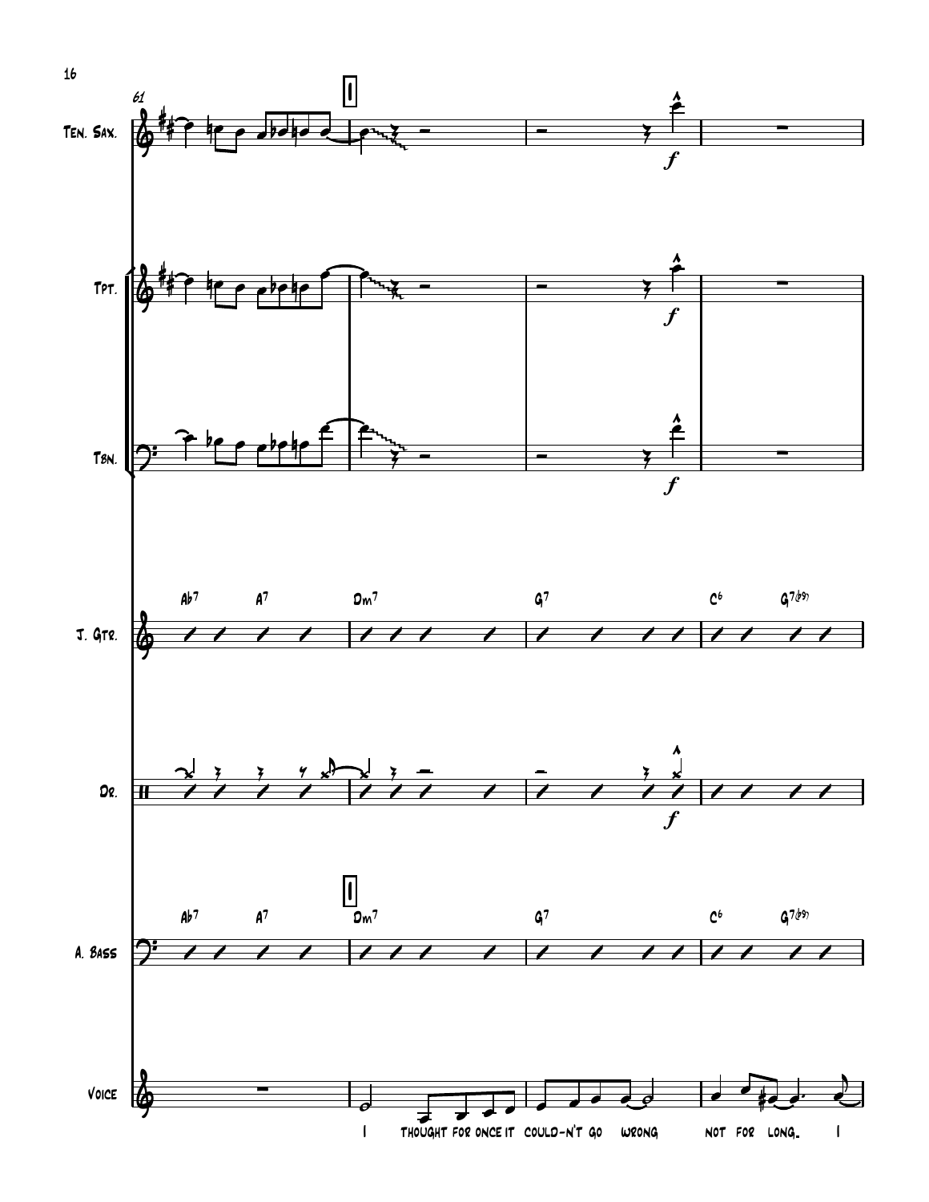Ten. Sax.

Tpt.

Tbn.

J. Gtr.

Dr.

A. Bass

Voice

Ab7 A7 Dm7 G7 C6 G7(b9)

I thought for once it could-n't go wrong not for long. I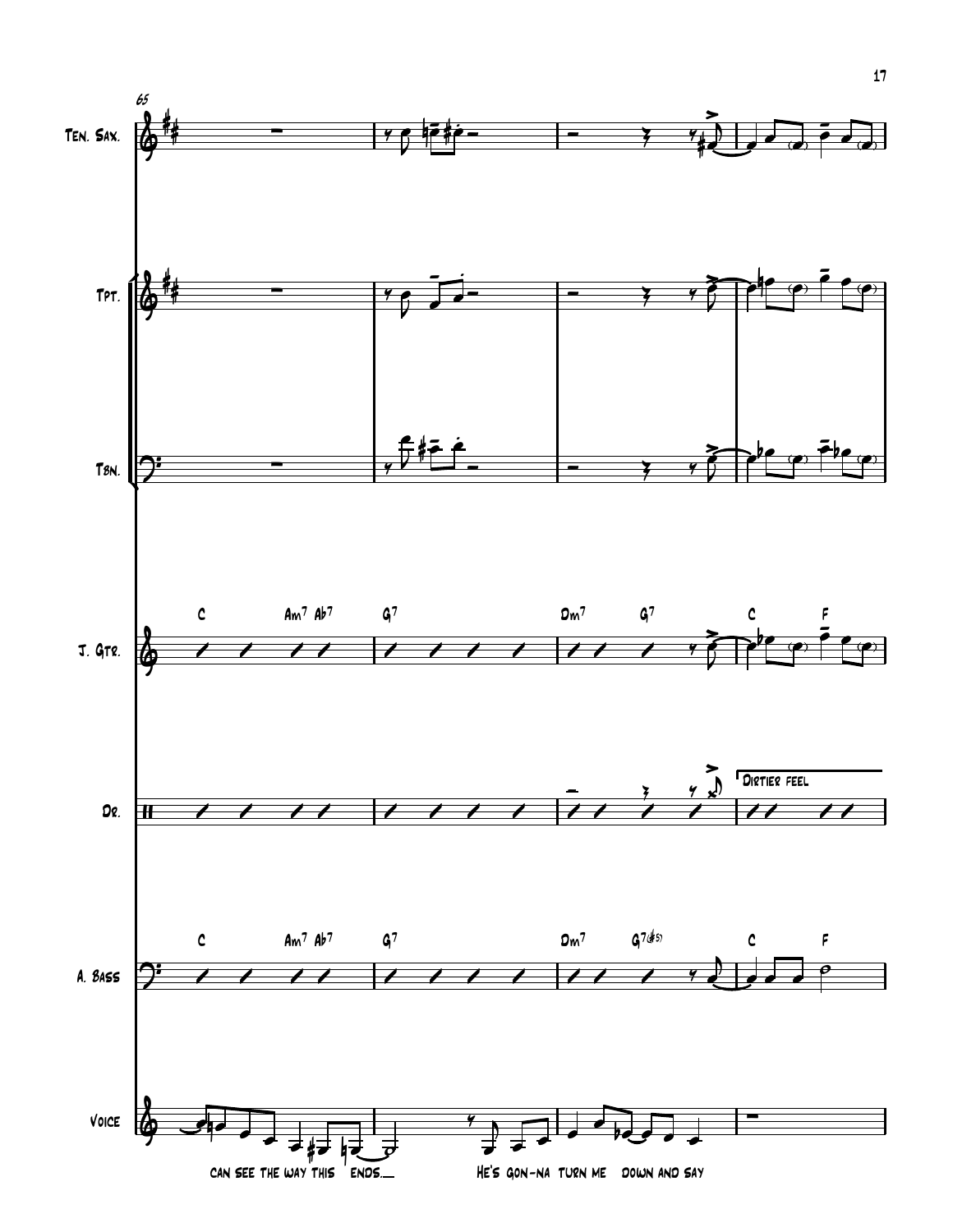Ten. Sax.

Tpt.

Tbn.

J. Gtr.

Dr.

A. Bass

Voice

C Am7 Ab7 | G7 | Dm7 G7 | C F

C Am7 Ab7 | G7 | Dm7 G7(#5) | C F

Dirtier feel

can see the way this ends\_\_ He's gon-na turn me down and say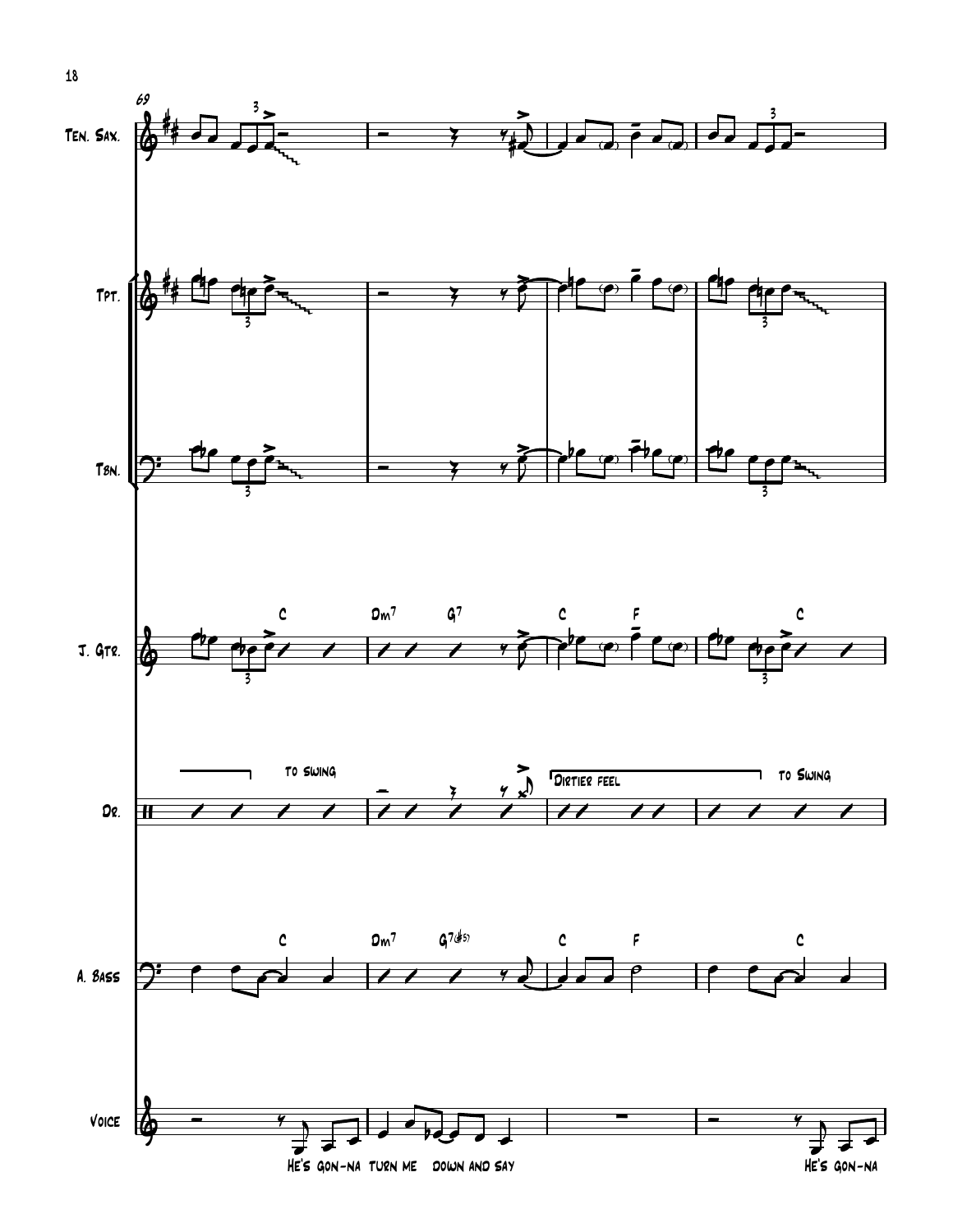Ten. Sax.

Tpt.

Tbn.

J. Gtr.

Dr.

A. Bass

Voice

69

C | Dm7 G7 | C F | C

to swing | Dirtier feel | to Swing

C | Dm7 G7(♯5) | C F | C

He's gon-na turn me down and say | | | He's gon-na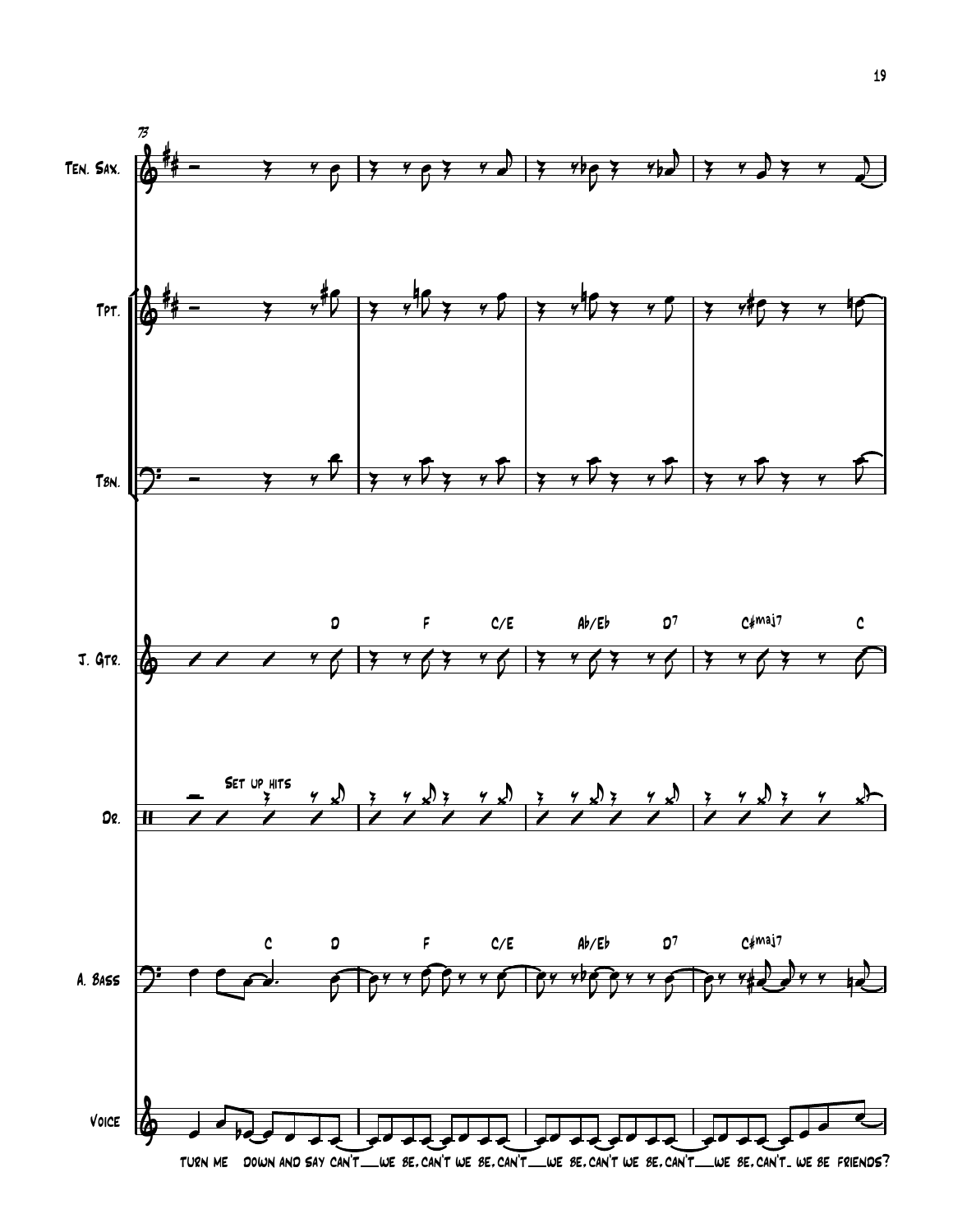73

Ten. Sax.

Tpt.

Tbn.

J. Gtr. — D | F C/E | Ab/Eb D7 | C#maj7 C

Dr. — Set up hits

A. Bass — C D | F C/E | Ab/Eb D7 | C#maj7

Voice

turn me down and say can't__we be, can't we be, can't__we be, can't we be, can't__we be, can't_ we be friends?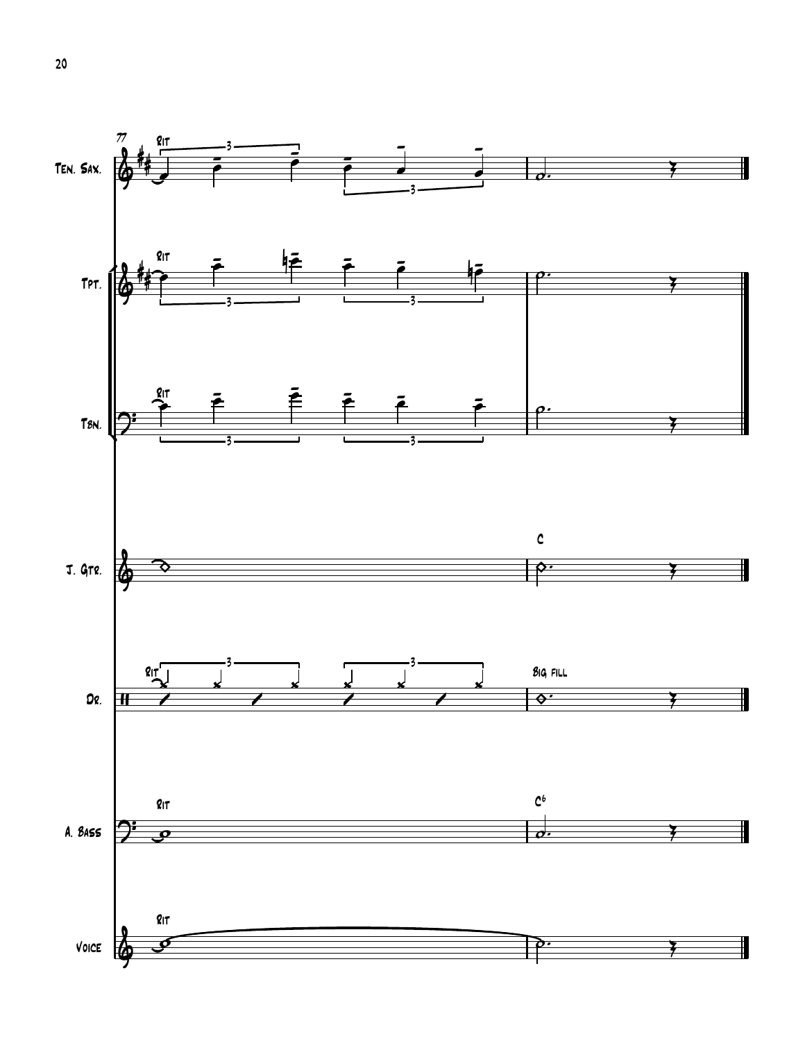77

Ten. Sax. — Rit

Tpt. — Rit

Tbn. — Rit

J. Gtr. — C

Dr. — Rit — Big fill

A. Bass — Rit — $C^6$

Voice — Rit